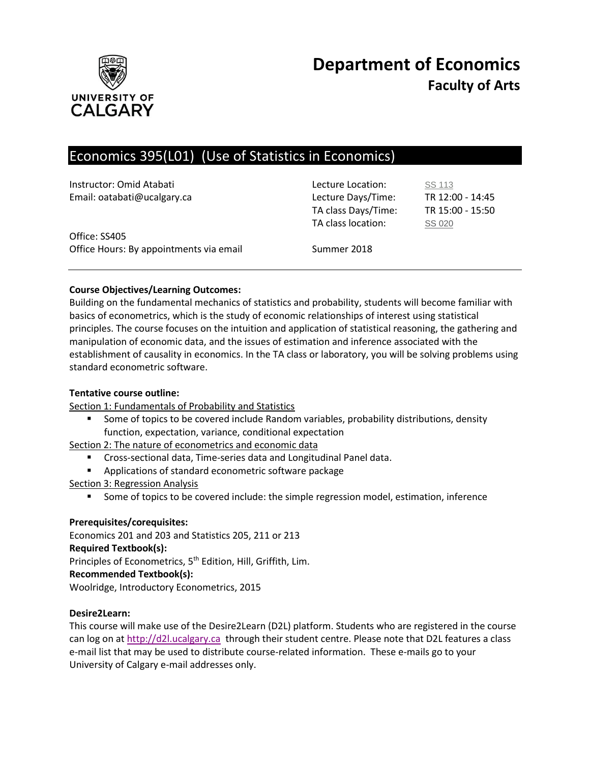# Department of Economics

## Faculty of Arts

# Economics 395(L01) (Use of Statistics in Economics)

Instructor: Omid Atabati
Email: oatabati@ucalgary.ca

Office: SS405
Office Hours: By appointments via email

Lecture Location: SS 113
Lecture Days/Time: TR 12:00 - 14:45
TA class Days/Time: TR 15:00 - 15:50
TA class location: SS 020

Summer 2018

**Course Objectives/Learning Outcomes:**

Building on the fundamental mechanics of statistics and probability, students will become familiar with basics of econometrics, which is the study of economic relationships of interest using statistical principles. The course focuses on the intuition and application of statistical reasoning, the gathering and manipulation of economic data, and the issues of estimation and inference associated with the establishment of causality in economics. In the TA class or laboratory, you will be solving problems using standard econometric software.

**Tentative course outline:**

Section 1: Fundamentals of Probability and Statistics

- Some of topics to be covered include Random variables, probability distributions, density function, expectation, variance, conditional expectation

Section 2: The nature of econometrics and economic data

- Cross-sectional data, Time-series data and Longitudinal Panel data.
- Applications of standard econometric software package

Section 3: Regression Analysis

- Some of topics to be covered include: the simple regression model, estimation, inference

**Prerequisites/corequisites:**

Economics 201 and 203 and Statistics 205, 211 or 213

**Required Textbook(s):**

Principles of Econometrics, 5th Edition, Hill, Griffith, Lim.

**Recommended Textbook(s):**

Woolridge, Introductory Econometrics, 2015

**Desire2Learn:**

This course will make use of the Desire2Learn (D2L) platform. Students who are registered in the course can log on at http://d2l.ucalgary.ca through their student centre. Please note that D2L features a class e-mail list that may be used to distribute course-related information. These e-mails go to your University of Calgary e-mail addresses only.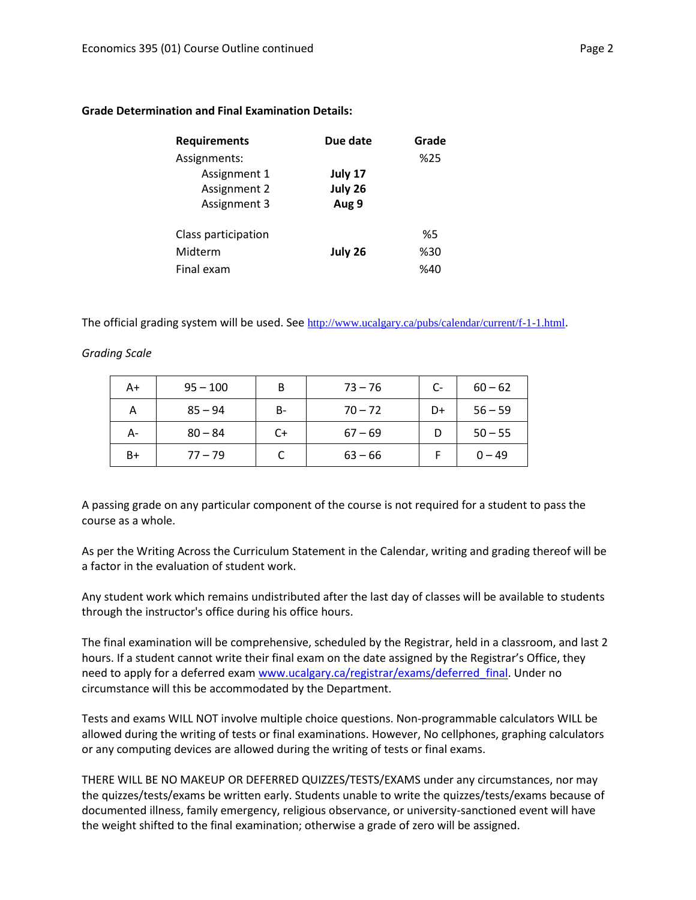**Grade Determination and Final Examination Details:**

| Requirements | Due date | Grade |
|---|---|---|
| Assignments: | | %25 |
| Assignment 1 | **July 17** | |
| Assignment 2 | **July 26** | |
| Assignment 3 | **Aug 9** | |
| Class participation | | %5 |
| Midterm | **July 26** | %30 |
| Final exam | | %40 |

The official grading system will be used. See http://www.ucalgary.ca/pubs/calendar/current/f-1-1.html.

*Grading Scale*

| | | | | | |
|---|---|---|---|---|---|
| A+ | 95 – 100 | B | 73 – 76 | C- | 60 – 62 |
| A | 85 – 94 | B- | 70 – 72 | D+ | 56 – 59 |
| A- | 80 – 84 | C+ | 67 – 69 | D | 50 – 55 |
| B+ | 77 – 79 | C | 63 – 66 | F | 0 – 49 |

A passing grade on any particular component of the course is not required for a student to pass the course as a whole.

As per the Writing Across the Curriculum Statement in the Calendar, writing and grading thereof will be a factor in the evaluation of student work.

Any student work which remains undistributed after the last day of classes will be available to students through the instructor's office during his office hours.

The final examination will be comprehensive, scheduled by the Registrar, held in a classroom, and last 2 hours. If a student cannot write their final exam on the date assigned by the Registrar's Office, they need to apply for a deferred exam www.ucalgary.ca/registrar/exams/deferred_final. Under no circumstance will this be accommodated by the Department.

Tests and exams WILL NOT involve multiple choice questions. Non-programmable calculators WILL be allowed during the writing of tests or final examinations. However, No cellphones, graphing calculators or any computing devices are allowed during the writing of tests or final exams.

THERE WILL BE NO MAKEUP OR DEFERRED QUIZZES/TESTS/EXAMS under any circumstances, nor may the quizzes/tests/exams be written early. Students unable to write the quizzes/tests/exams because of documented illness, family emergency, religious observance, or university-sanctioned event will have the weight shifted to the final examination; otherwise a grade of zero will be assigned.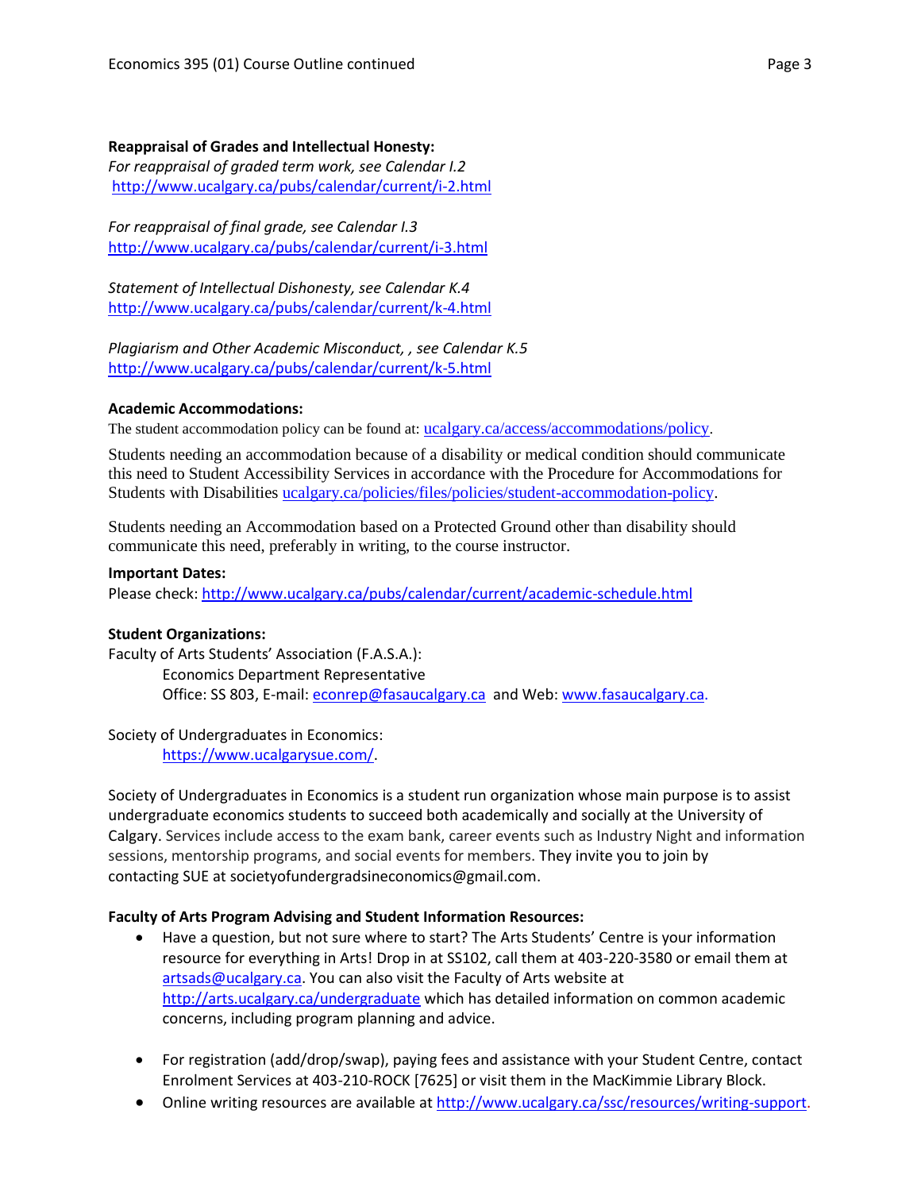**Reappraisal of Grades and Intellectual Honesty:**

*For reappraisal of graded term work, see Calendar I.2*
http://www.ucalgary.ca/pubs/calendar/current/i-2.html

*For reappraisal of final grade, see Calendar I.3*
http://www.ucalgary.ca/pubs/calendar/current/i-3.html

*Statement of Intellectual Dishonesty, see Calendar K.4*
http://www.ucalgary.ca/pubs/calendar/current/k-4.html

*Plagiarism and Other Academic Misconduct, , see Calendar K.5*
http://www.ucalgary.ca/pubs/calendar/current/k-5.html

**Academic Accommodations:**

The student accommodation policy can be found at: ucalgary.ca/access/accommodations/policy.

Students needing an accommodation because of a disability or medical condition should communicate this need to Student Accessibility Services in accordance with the Procedure for Accommodations for Students with Disabilities ucalgary.ca/policies/files/policies/student-accommodation-policy.

Students needing an Accommodation based on a Protected Ground other than disability should communicate this need, preferably in writing, to the course instructor.

**Important Dates:**

Please check: http://www.ucalgary.ca/pubs/calendar/current/academic-schedule.html

**Student Organizations:**

Faculty of Arts Students' Association (F.A.S.A.):

Economics Department Representative
Office: SS 803, E-mail: econrep@fasaucalgary.ca and Web: www.fasaucalgary.ca.

Society of Undergraduates in Economics:

https://www.ucalgarysue.com/.

Society of Undergraduates in Economics is a student run organization whose main purpose is to assist undergraduate economics students to succeed both academically and socially at the University of Calgary. Services include access to the exam bank, career events such as Industry Night and information sessions, mentorship programs, and social events for members. They invite you to join by contacting SUE at societyofundergradsineconomics@gmail.com.

**Faculty of Arts Program Advising and Student Information Resources:**

- Have a question, but not sure where to start? The Arts Students' Centre is your information resource for everything in Arts! Drop in at SS102, call them at 403-220-3580 or email them at artsads@ucalgary.ca. You can also visit the Faculty of Arts website at http://arts.ucalgary.ca/undergraduate which has detailed information on common academic concerns, including program planning and advice.
- For registration (add/drop/swap), paying fees and assistance with your Student Centre, contact Enrolment Services at 403-210-ROCK [7625] or visit them in the MacKimmie Library Block.
- Online writing resources are available at http://www.ucalgary.ca/ssc/resources/writing-support.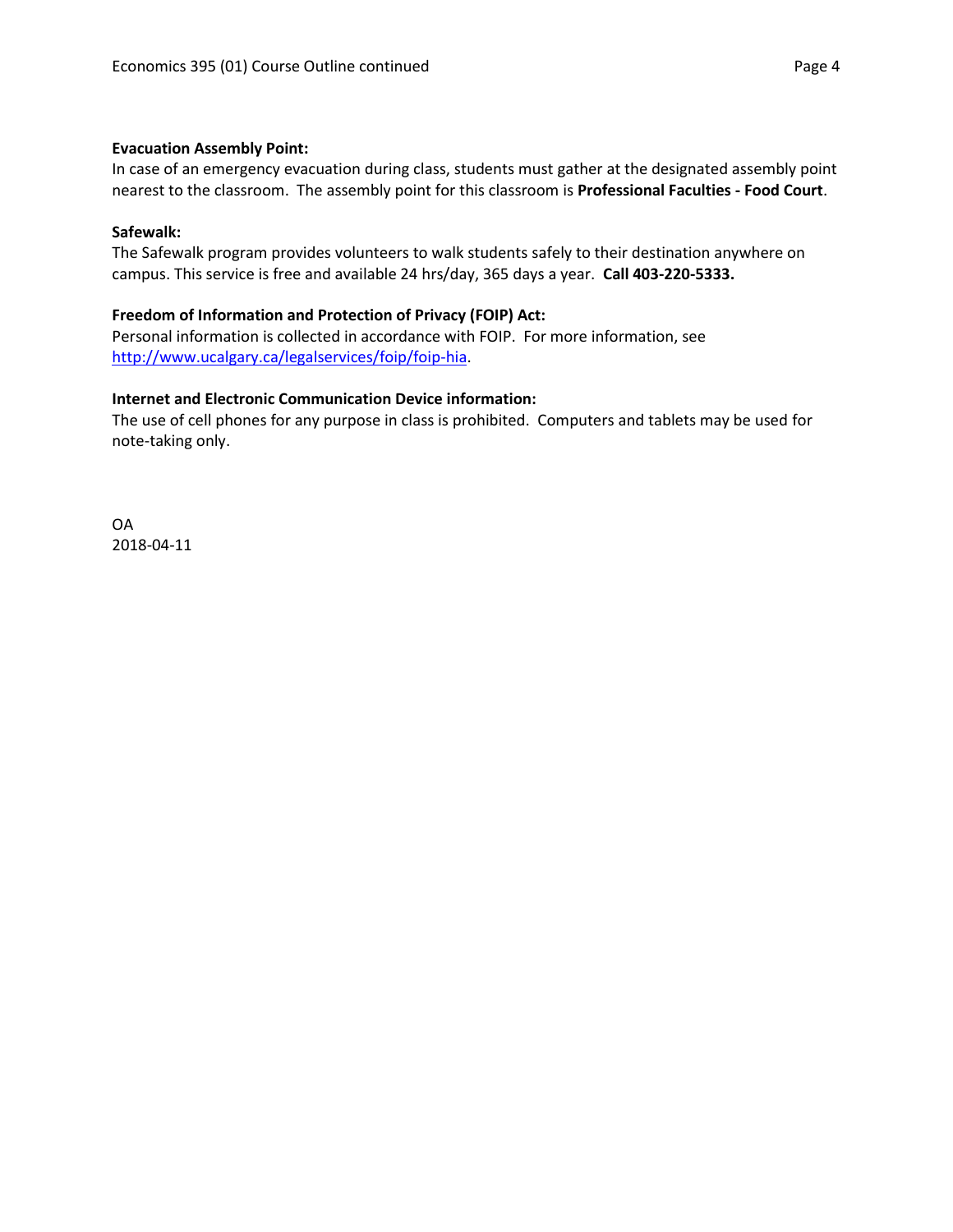**Evacuation Assembly Point:**
In case of an emergency evacuation during class, students must gather at the designated assembly point nearest to the classroom. The assembly point for this classroom is **Professional Faculties - Food Court**.

**Safewalk:**
The Safewalk program provides volunteers to walk students safely to their destination anywhere on campus. This service is free and available 24 hrs/day, 365 days a year. **Call 403-220-5333.**

**Freedom of Information and Protection of Privacy (FOIP) Act:**
Personal information is collected in accordance with FOIP. For more information, see http://www.ucalgary.ca/legalservices/foip/foip-hia.

**Internet and Electronic Communication Device information:**
The use of cell phones for any purpose in class is prohibited. Computers and tablets may be used for note-taking only.

OA
2018-04-11